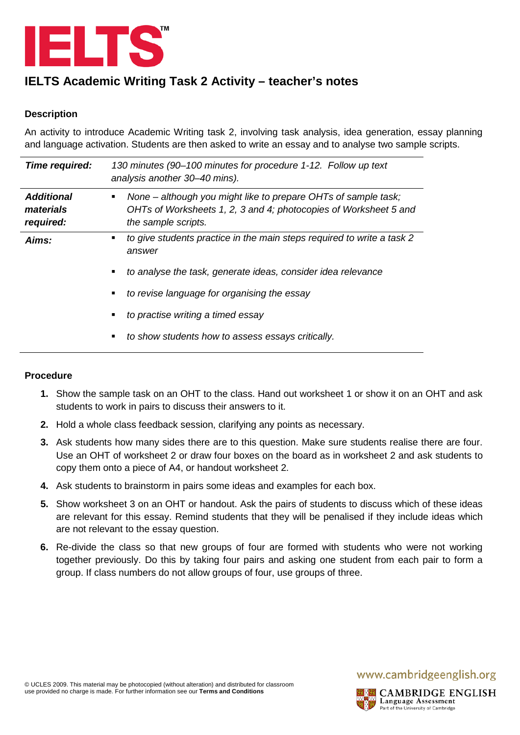# IELTS Academic Writing Task 2 Activity – teacher's notes

## Description

An activity to introduce Academic Writing task 2, involving task analysis, idea generation, essay planning and language activation. Students are then asked to write an essay and to analyse two sample scripts.

| | |
|---|---|
| ***Time required:*** | *130 minutes (90–100 minutes for procedure 1-12. Follow up text analysis another 30–40 mins).* |
| ***Additional materials required:*** | ▪ *None – although you might like to prepare OHTs of sample task; OHTs of Worksheets 1, 2, 3 and 4; photocopies of Worksheet 5 and the sample scripts.* |
| ***Aims:*** | ▪ *to give students practice in the main steps required to write a task 2 answer*<br>▪ *to analyse the task, generate ideas, consider idea relevance*<br>▪ *to revise language for organising the essay*<br>▪ *to practise writing a timed essay*<br>▪ *to show students how to assess essays critically.* |

## Procedure

1. Show the sample task on an OHT to the class. Hand out worksheet 1 or show it on an OHT and ask students to work in pairs to discuss their answers to it.
2. Hold a whole class feedback session, clarifying any points as necessary.
3. Ask students how many sides there are to this question. Make sure students realise there are four. Use an OHT of worksheet 2 or draw four boxes on the board as in worksheet 2 and ask students to copy them onto a piece of A4, or handout worksheet 2.
4. Ask students to brainstorm in pairs some ideas and examples for each box.
5. Show worksheet 3 on an OHT or handout. Ask the pairs of students to discuss which of these ideas are relevant for this essay. Remind students that they will be penalised if they include ideas which are not relevant to the essay question.
6. Re-divide the class so that new groups of four are formed with students who were not working together previously. Do this by taking four pairs and asking one student from each pair to form a group. If class numbers do not allow groups of four, use groups of three.

© UCLES 2009. This material may be photocopied (without alteration) and distributed for classroom use provided no charge is made. For further information see our **Terms and Conditions**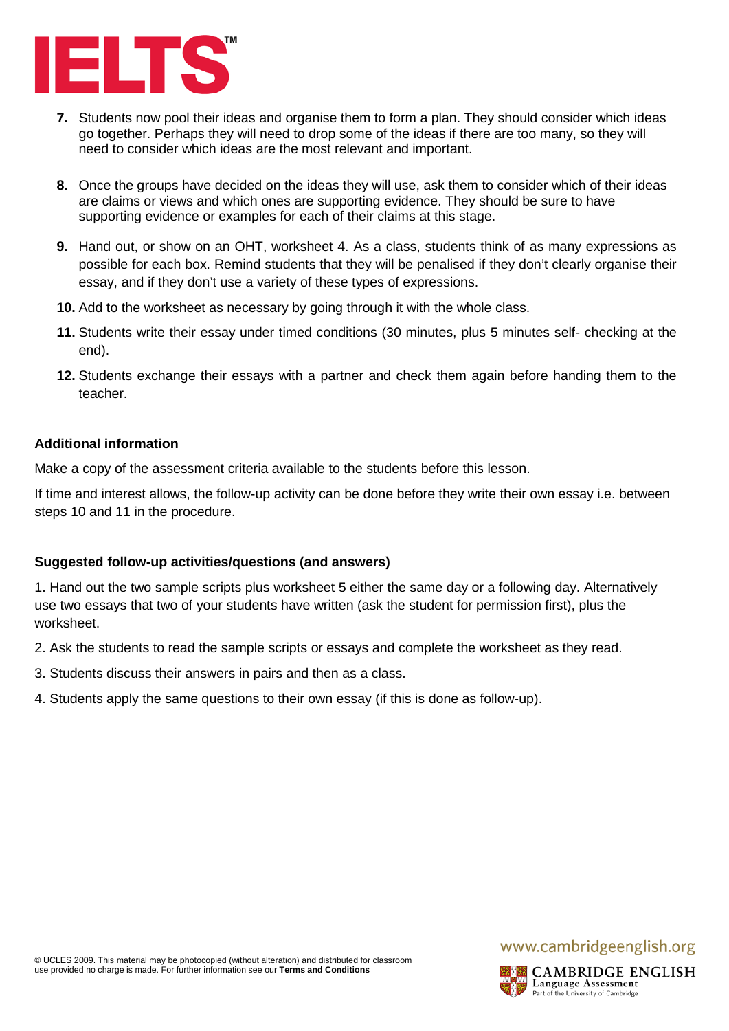7. Students now pool their ideas and organise them to form a plan. They should consider which ideas go together. Perhaps they will need to drop some of the ideas if there are too many, so they will need to consider which ideas are the most relevant and important.

8. Once the groups have decided on the ideas they will use, ask them to consider which of their ideas are claims or views and which ones are supporting evidence. They should be sure to have supporting evidence or examples for each of their claims at this stage.

9. Hand out, or show on an OHT, worksheet 4. As a class, students think of as many expressions as possible for each box. Remind students that they will be penalised if they don't clearly organise their essay, and if they don't use a variety of these types of expressions.

10. Add to the worksheet as necessary by going through it with the whole class.

11. Students write their essay under timed conditions (30 minutes, plus 5 minutes self- checking at the end).

12. Students exchange their essays with a partner and check them again before handing them to the teacher.

### Additional information

Make a copy of the assessment criteria available to the students before this lesson.

If time and interest allows, the follow-up activity can be done before they write their own essay i.e. between steps 10 and 11 in the procedure.

### Suggested follow-up activities/questions (and answers)

1. Hand out the two sample scripts plus worksheet 5 either the same day or a following day. Alternatively use two essays that two of your students have written (ask the student for permission first), plus the worksheet.

2. Ask the students to read the sample scripts or essays and complete the worksheet as they read.

3. Students discuss their answers in pairs and then as a class.

4. Students apply the same questions to their own essay (if this is done as follow-up).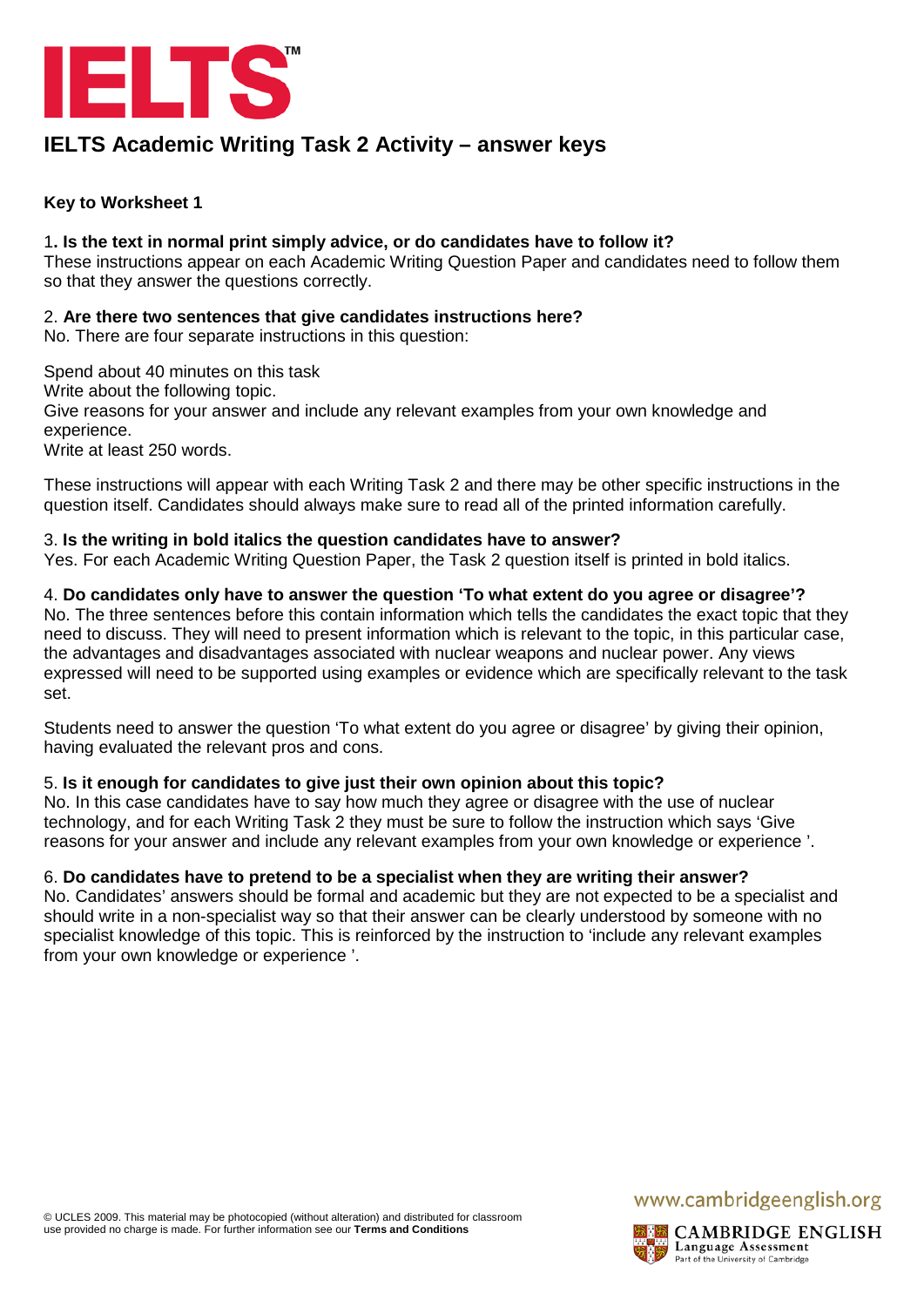# IELTS Academic Writing Task 2 Activity – answer keys

### Key to Worksheet 1

1**. Is the text in normal print simply advice, or do candidates have to follow it?**
These instructions appear on each Academic Writing Question Paper and candidates need to follow them so that they answer the questions correctly.

2. **Are there two sentences that give candidates instructions here?**
No. There are four separate instructions in this question:

Spend about 40 minutes on this task
Write about the following topic.
Give reasons for your answer and include any relevant examples from your own knowledge and experience.
Write at least 250 words.

These instructions will appear with each Writing Task 2 and there may be other specific instructions in the question itself. Candidates should always make sure to read all of the printed information carefully.

3. **Is the writing in bold italics the question candidates have to answer?**
Yes. For each Academic Writing Question Paper, the Task 2 question itself is printed in bold italics.

4. **Do candidates only have to answer the question 'To what extent do you agree or disagree'?**
No. The three sentences before this contain information which tells the candidates the exact topic that they need to discuss. They will need to present information which is relevant to the topic, in this particular case, the advantages and disadvantages associated with nuclear weapons and nuclear power. Any views expressed will need to be supported using examples or evidence which are specifically relevant to the task set.

Students need to answer the question 'To what extent do you agree or disagree' by giving their opinion, having evaluated the relevant pros and cons.

5. **Is it enough for candidates to give just their own opinion about this topic?**
No. In this case candidates have to say how much they agree or disagree with the use of nuclear technology, and for each Writing Task 2 they must be sure to follow the instruction which says 'Give reasons for your answer and include any relevant examples from your own knowledge or experience '.

6. **Do candidates have to pretend to be a specialist when they are writing their answer?**
No. Candidates' answers should be formal and academic but they are not expected to be a specialist and should write in a non-specialist way so that their answer can be clearly understood by someone with no specialist knowledge of this topic. This is reinforced by the instruction to 'include any relevant examples from your own knowledge or experience '.

© UCLES 2009. This material may be photocopied (without alteration) and distributed for classroom use provided no charge is made. For further information see our **Terms and Conditions**

www.cambridgeenglish.org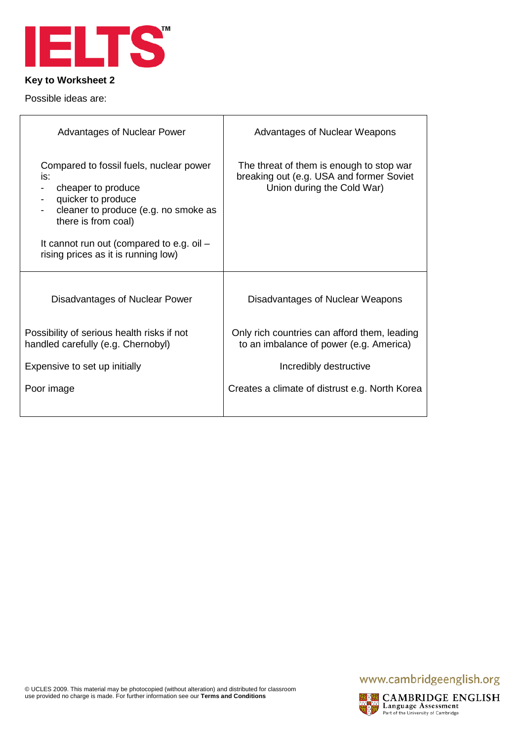**Key to Worksheet 2**

Possible ideas are:

| Advantages of Nuclear Power | Advantages of Nuclear Weapons |
| --- | --- |
| Compared to fossil fuels, nuclear power is:<br>- cheaper to produce<br>- quicker to produce<br>- cleaner to produce (e.g. no smoke as there is from coal)<br><br>It cannot run out (compared to e.g. oil – rising prices as it is running low) | The threat of them is enough to stop war breaking out (e.g. USA and former Soviet Union during the Cold War) |
| **Disadvantages of Nuclear Power** | **Disadvantages of Nuclear Weapons** |
| Possibility of serious health risks if not handled carefully (e.g. Chernobyl)<br><br>Expensive to set up initially<br><br>Poor image | Only rich countries can afford them, leading to an imbalance of power (e.g. America)<br><br>Incredibly destructive<br><br>Creates a climate of distrust e.g. North Korea |

© UCLES 2009. This material may be photocopied (without alteration) and distributed for classroom use provided no charge is made. For further information see our **Terms and Conditions**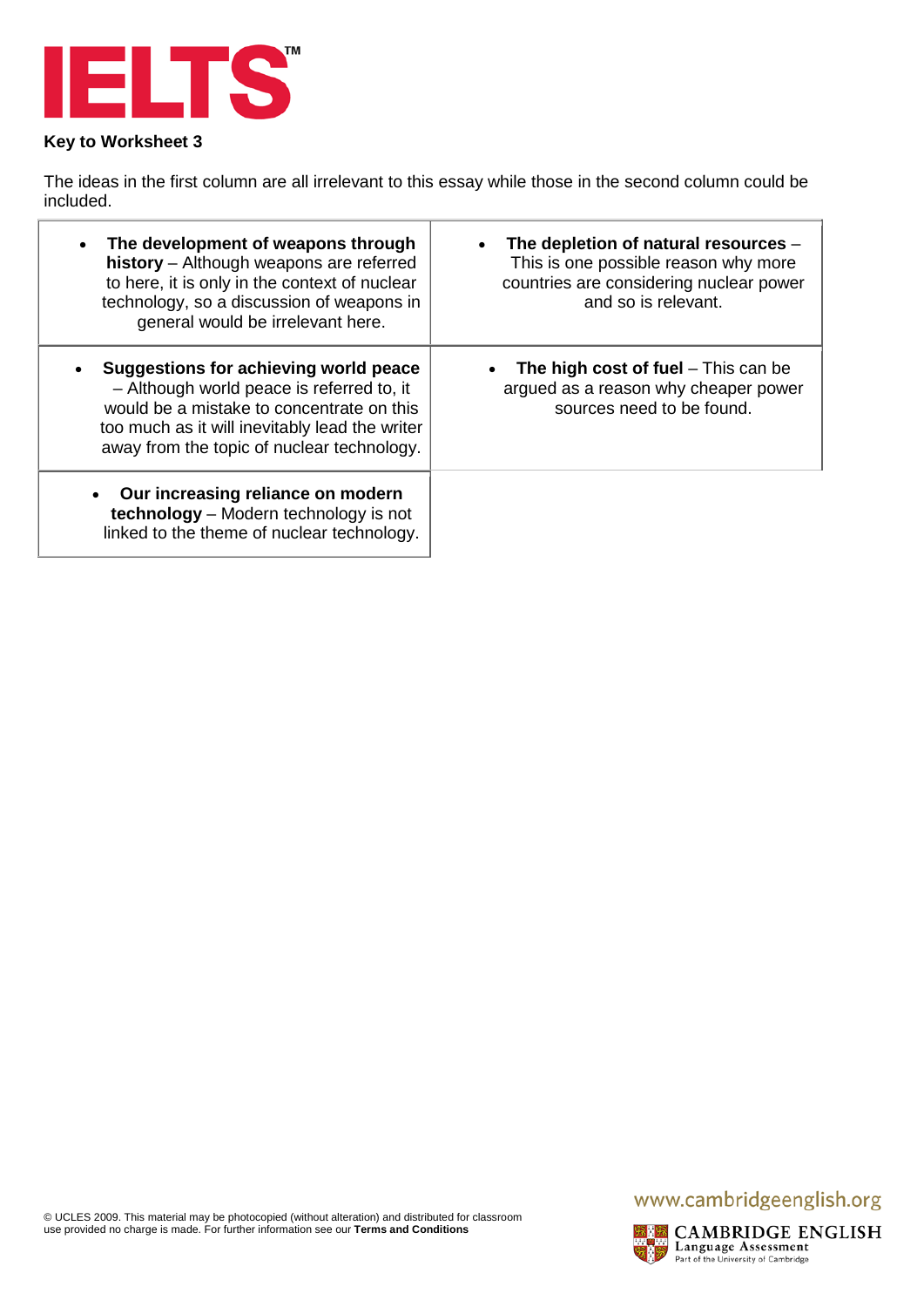**Key to Worksheet 3**

The ideas in the first column are all irrelevant to this essay while those in the second column could be included.

| | |
|---|---|
| • **The development of weapons through history** – Although weapons are referred to here, it is only in the context of nuclear technology, so a discussion of weapons in general would be irrelevant here. | • **The depletion of natural resources** – This is one possible reason why more countries are considering nuclear power and so is relevant. |
| • **Suggestions for achieving world peace** – Although world peace is referred to, it would be a mistake to concentrate on this too much as it will inevitably lead the writer away from the topic of nuclear technology. | • **The high cost of fuel** – This can be argued as a reason why cheaper power sources need to be found. |
| • **Our increasing reliance on modern technology** – Modern technology is not linked to the theme of nuclear technology. | |

© UCLES 2009. This material may be photocopied (without alteration) and distributed for classroom use provided no charge is made. For further information see our **Terms and Conditions**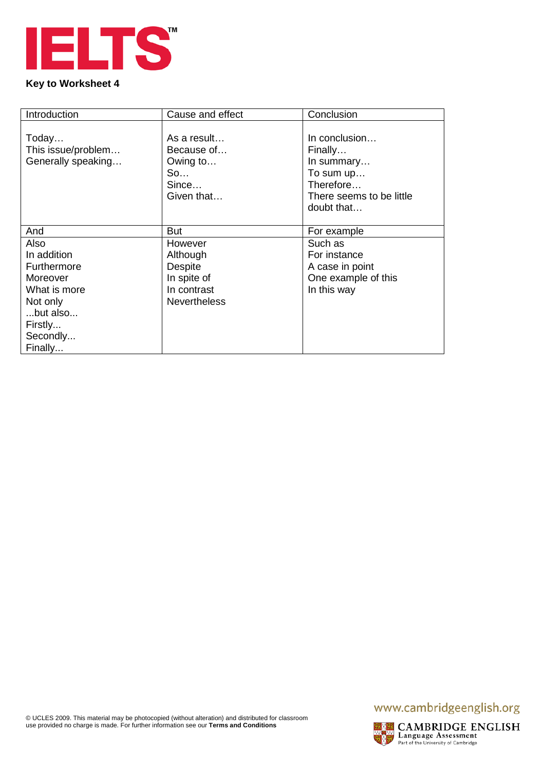**Key to Worksheet 4**

| Introduction | Cause and effect | Conclusion |
|---|---|---|
| Today…<br>This issue/problem…<br>Generally speaking… | As a result…<br>Because of…<br>Owing to…<br>So…<br>Since…<br>Given that… | In conclusion…<br>Finally…<br>In summary…<br>To sum up…<br>Therefore…<br>There seems to be little doubt that… |
| **And** | **But** | **For example** |
| Also<br>In addition<br>Furthermore<br>Moreover<br>What is more<br>Not only<br>...but also...<br>Firstly...<br>Secondly...<br>Finally... | However<br>Although<br>Despite<br>In spite of<br>In contrast<br>Nevertheless | Such as<br>For instance<br>A case in point<br>One example of this<br>In this way |

© UCLES 2009. This material may be photocopied (without alteration) and distributed for classroom use provided no charge is made. For further information see our **Terms and Conditions**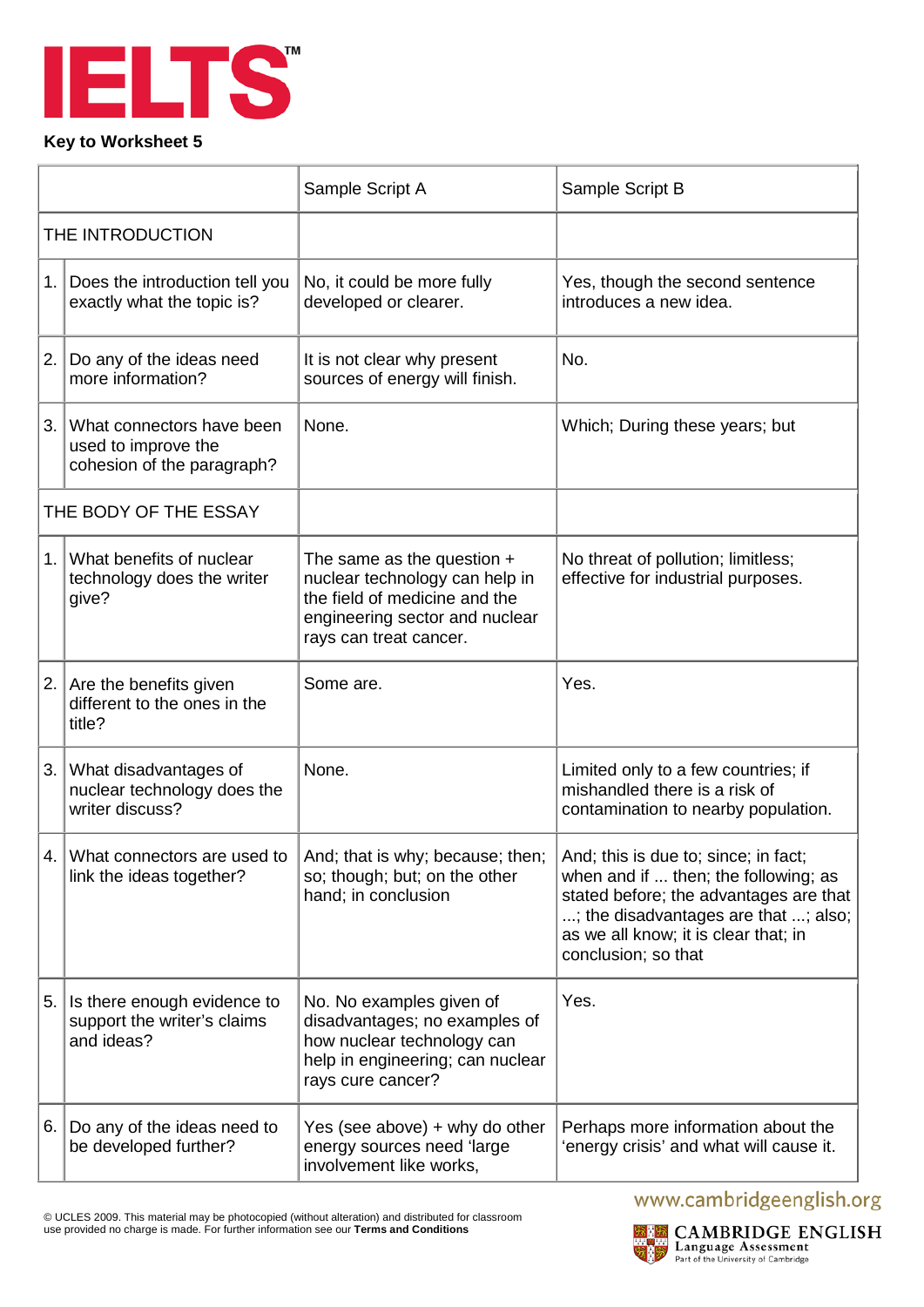# IELTS

**Key to Worksheet 5**

| | | Sample Script A | Sample Script B |
|---|---|---|---|
| THE INTRODUCTION | | | |
| 1. | Does the introduction tell you exactly what the topic is? | No, it could be more fully developed or clearer. | Yes, though the second sentence introduces a new idea. |
| 2. | Do any of the ideas need more information? | It is not clear why present sources of energy will finish. | No. |
| 3. | What connectors have been used to improve the cohesion of the paragraph? | None. | Which; During these years; but |
| THE BODY OF THE ESSAY | | | |
| 1. | What benefits of nuclear technology does the writer give? | The same as the question + nuclear technology can help in the field of medicine and the engineering sector and nuclear rays can treat cancer. | No threat of pollution; limitless; effective for industrial purposes. |
| 2. | Are the benefits given different to the ones in the title? | Some are. | Yes. |
| 3. | What disadvantages of nuclear technology does the writer discuss? | None. | Limited only to a few countries; if mishandled there is a risk of contamination to nearby population. |
| 4. | What connectors are used to link the ideas together? | And; that is why; because; then; so; though; but; on the other hand; in conclusion | And; this is due to; since; in fact; when and if ... then; the following; as stated before; the advantages are that ...; the disadvantages are that ...; also; as we all know; it is clear that; in conclusion; so that |
| 5. | Is there enough evidence to support the writer's claims and ideas? | No. No examples given of disadvantages; no examples of how nuclear technology can help in engineering; can nuclear rays cure cancer? | Yes. |
| 6. | Do any of the ideas need to be developed further? | Yes (see above) + why do other energy sources need 'large involvement like works, | Perhaps more information about the 'energy crisis' and what will cause it. |

© UCLES 2009. This material may be photocopied (without alteration) and distributed for classroom use provided no charge is made. For further information see our **Terms and Conditions**

www.cambridgeenglish.org

CAMBRIDGE ENGLISH Language Assessment
Part of the University of Cambridge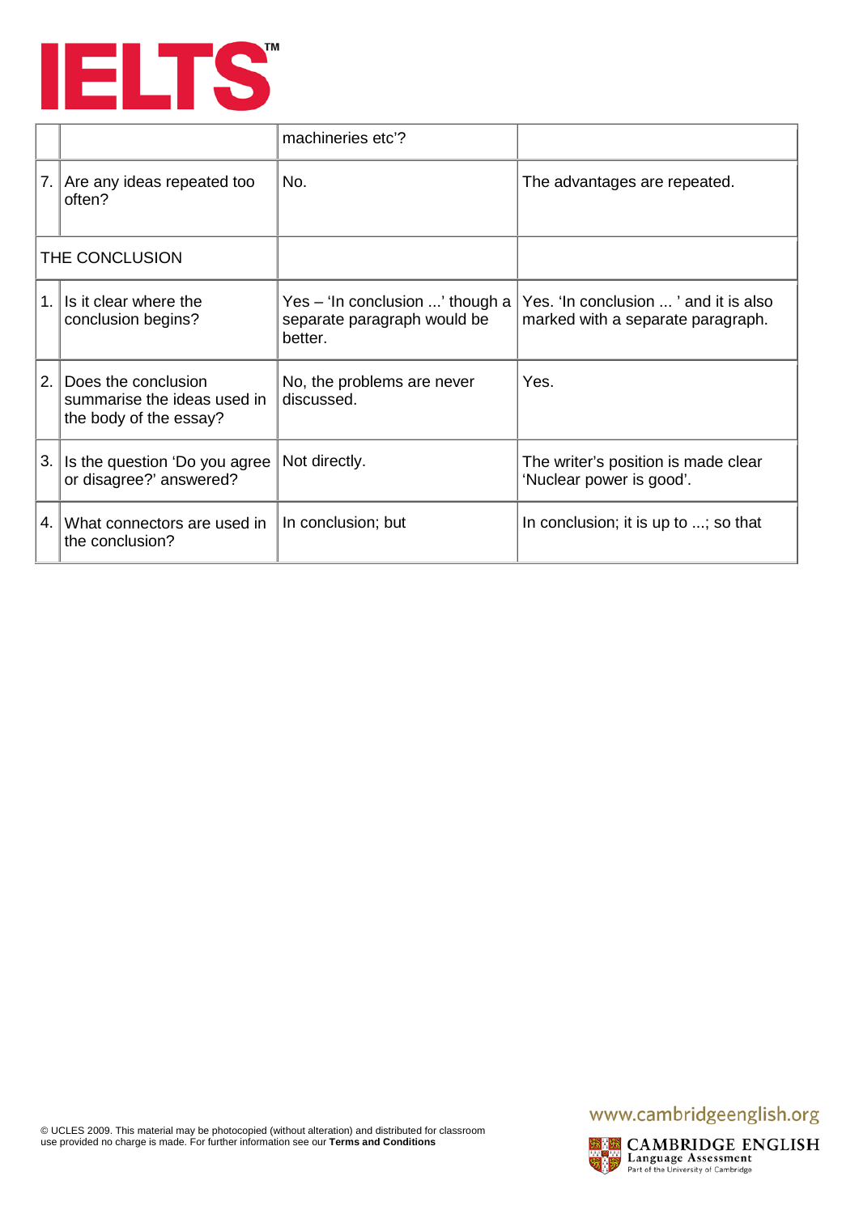| | | | |
|---|---|---|---|
| | | machineries etc'? | |
| 7. | Are any ideas repeated too often? | No. | The advantages are repeated. |
| THE CONCLUSION | | | |
| 1. | Is it clear where the conclusion begins? | Yes – 'In conclusion ...' though a separate paragraph would be better. | Yes. 'In conclusion ... ' and it is also marked with a separate paragraph. |
| 2. | Does the conclusion summarise the ideas used in the body of the essay? | No, the problems are never discussed. | Yes. |
| 3. | Is the question 'Do you agree or disagree?' answered? | Not directly. | The writer's position is made clear 'Nuclear power is good'. |
| 4. | What connectors are used in the conclusion? | In conclusion; but | In conclusion; it is up to ...; so that |

© UCLES 2009. This material may be photocopied (without alteration) and distributed for classroom use provided no charge is made. For further information see our **Terms and Conditions**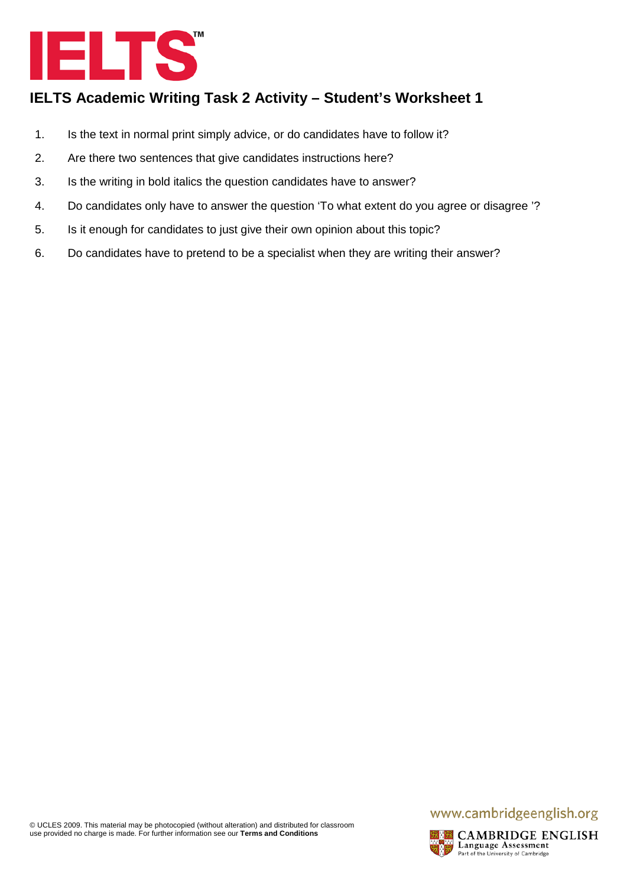# IELTS Academic Writing Task 2 Activity – Student's Worksheet 1

1. Is the text in normal print simply advice, or do candidates have to follow it?
2. Are there two sentences that give candidates instructions here?
3. Is the writing in bold italics the question candidates have to answer?
4. Do candidates only have to answer the question 'To what extent do you agree or disagree '?
5. Is it enough for candidates to just give their own opinion about this topic?
6. Do candidates have to pretend to be a specialist when they are writing their answer?

© UCLES 2009. This material may be photocopied (without alteration) and distributed for classroom use provided no charge is made. For further information see our **Terms and Conditions**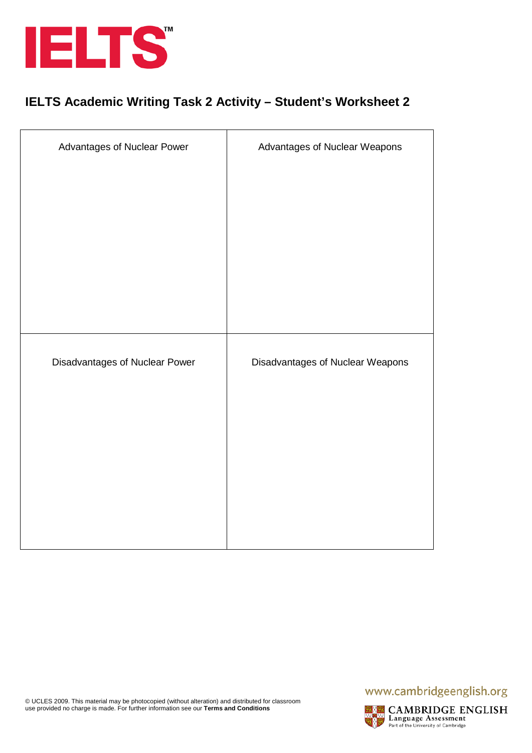IELTS™

## IELTS Academic Writing Task 2 Activity – Student's Worksheet 2

| Advantages of Nuclear Power | Advantages of Nuclear Weapons |
| --- | --- |
| | |
| **Disadvantages of Nuclear Power** | **Disadvantages of Nuclear Weapons** |
| | |

© UCLES 2009. This material may be photocopied (without alteration) and distributed for classroom use provided no charge is made. For further information see our **Terms and Conditions**

www.cambridgeenglish.org

CAMBRIDGE ENGLISH Language Assessment Part of the University of Cambridge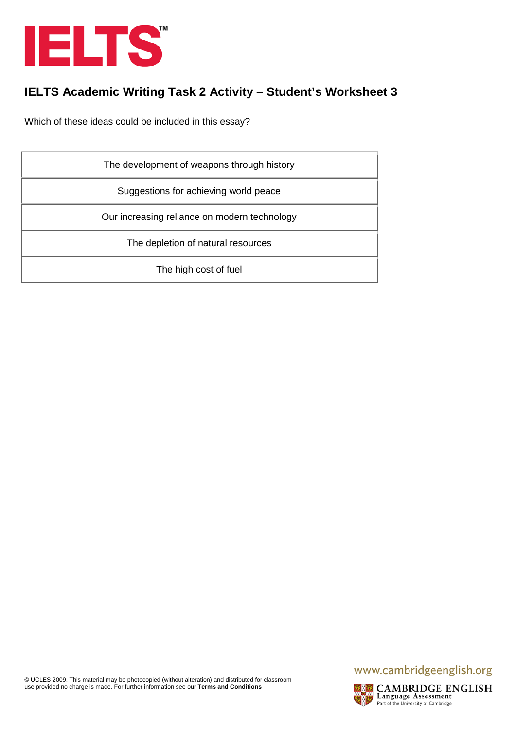# IELTS Academic Writing Task 2 Activity – Student's Worksheet 3

Which of these ideas could be included in this essay?

| The development of weapons through history |
|---|
| Suggestions for achieving world peace |
| Our increasing reliance on modern technology |
| The depletion of natural resources |
| The high cost of fuel |

© UCLES 2009. This material may be photocopied (without alteration) and distributed for classroom use provided no charge is made. For further information see our **Terms and Conditions**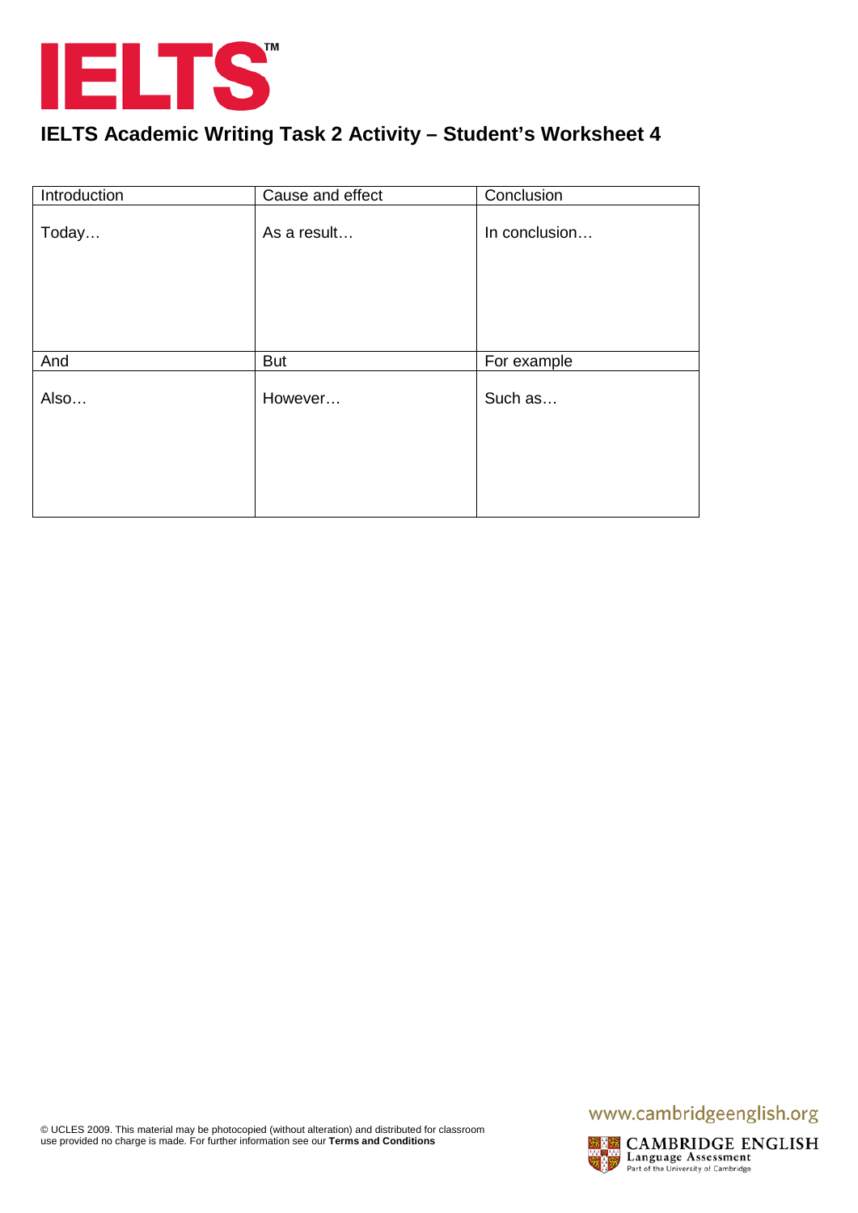# IELTS Academic Writing Task 2 Activity – Student's Worksheet 4

| Introduction | Cause and effect | Conclusion |
|---|---|---|
| Today… | As a result… | In conclusion… |
| **And** | **But** | **For example** |
| Also… | However… | Such as… |

© UCLES 2009. This material may be photocopied (without alteration) and distributed for classroom use provided no charge is made. For further information see our **Terms and Conditions**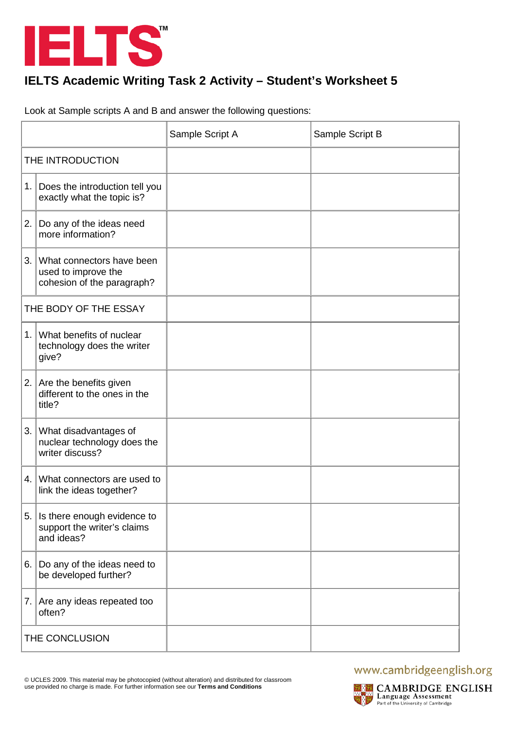# IELTS

## IELTS Academic Writing Task 2 Activity – Student's Worksheet 5

Look at Sample scripts A and B and answer the following questions:

| | | Sample Script A | Sample Script B |
|---|---|---|---|
| THE INTRODUCTION | | | |
| 1. | Does the introduction tell you exactly what the topic is? | | |
| 2. | Do any of the ideas need more information? | | |
| 3. | What connectors have been used to improve the cohesion of the paragraph? | | |
| THE BODY OF THE ESSAY | | | |
| 1. | What benefits of nuclear technology does the writer give? | | |
| 2. | Are the benefits given different to the ones in the title? | | |
| 3. | What disadvantages of nuclear technology does the writer discuss? | | |
| 4. | What connectors are used to link the ideas together? | | |
| 5. | Is there enough evidence to support the writer's claims and ideas? | | |
| 6. | Do any of the ideas need to be developed further? | | |
| 7. | Are any ideas repeated too often? | | |
| THE CONCLUSION | | | |

© UCLES 2009. This material may be photocopied (without alteration) and distributed for classroom use provided no charge is made. For further information see our **Terms and Conditions**

www.cambridgeenglish.org

CAMBRIDGE ENGLISH Language Assessment Part of the University of Cambridge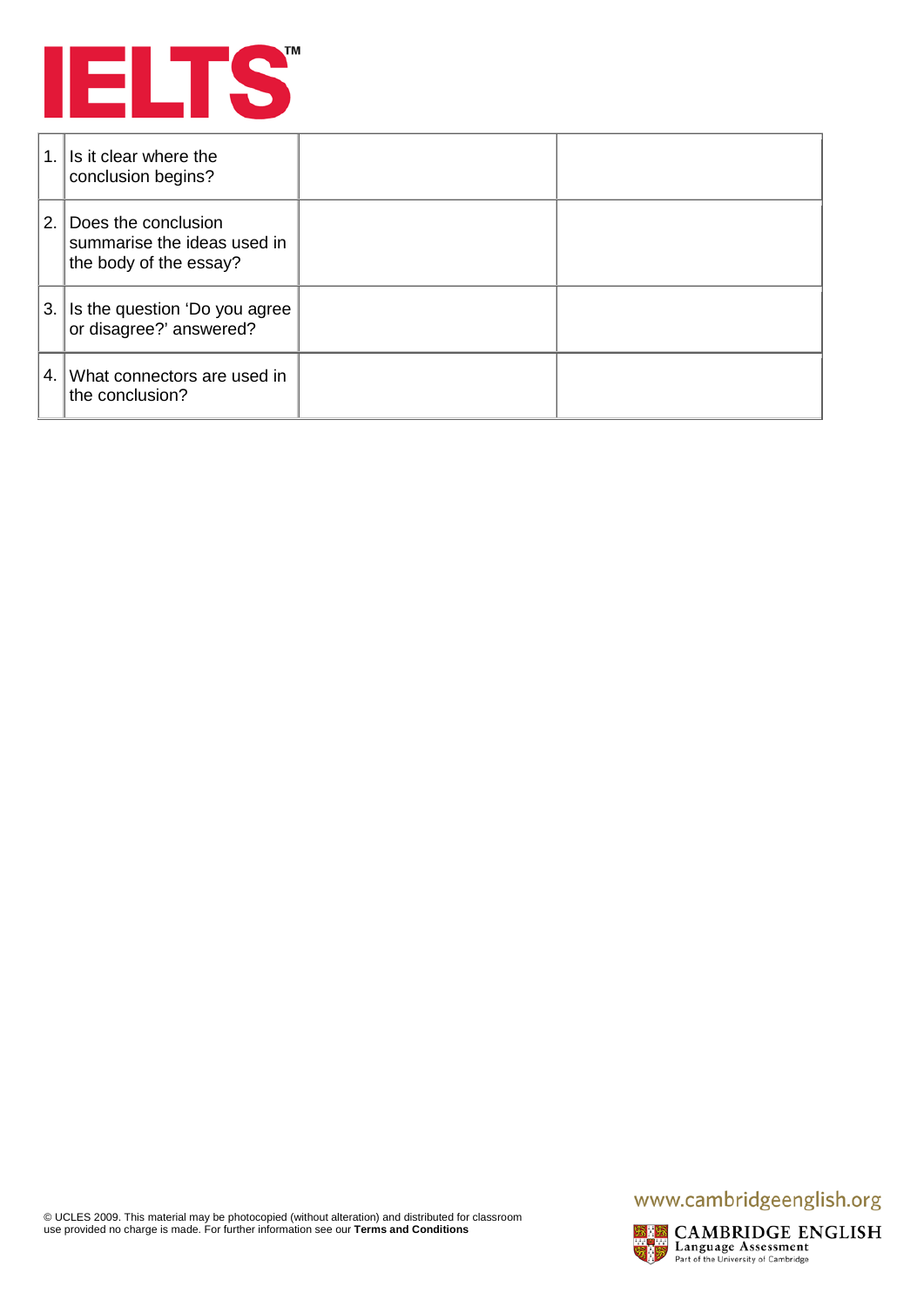| | | | |
|---|---|---|---|
| 1. | Is it clear where the conclusion begins? | | |
| 2. | Does the conclusion summarise the ideas used in the body of the essay? | | |
| 3. | Is the question 'Do you agree or disagree?' answered? | | |
| 4. | What connectors are used in the conclusion? | | |

© UCLES 2009. This material may be photocopied (without alteration) and distributed for classroom use provided no charge is made. For further information see our **Terms and Conditions**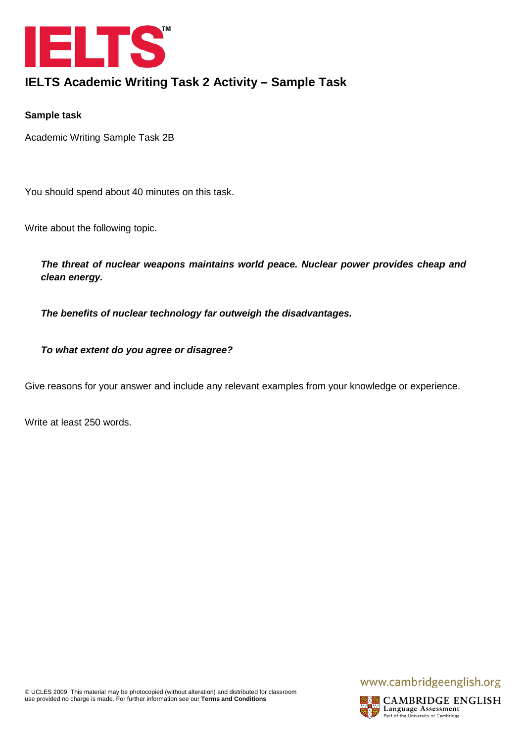# IELTS Academic Writing Task 2 Activity – Sample Task

**Sample task**

Academic Writing Sample Task 2B

You should spend about 40 minutes on this task.

Write about the following topic.

> ***The threat of nuclear weapons maintains world peace. Nuclear power provides cheap and clean energy.***
>
> ***The benefits of nuclear technology far outweigh the disadvantages.***
>
> ***To what extent do you agree or disagree?***

Give reasons for your answer and include any relevant examples from your knowledge or experience.

Write at least 250 words.

© UCLES 2009. This material may be photocopied (without alteration) and distributed for classroom use provided no charge is made. For further information see our **Terms and Conditions**

www.cambridgeenglish.org

CAMBRIDGE ENGLISH Language Assessment Part of the University of Cambridge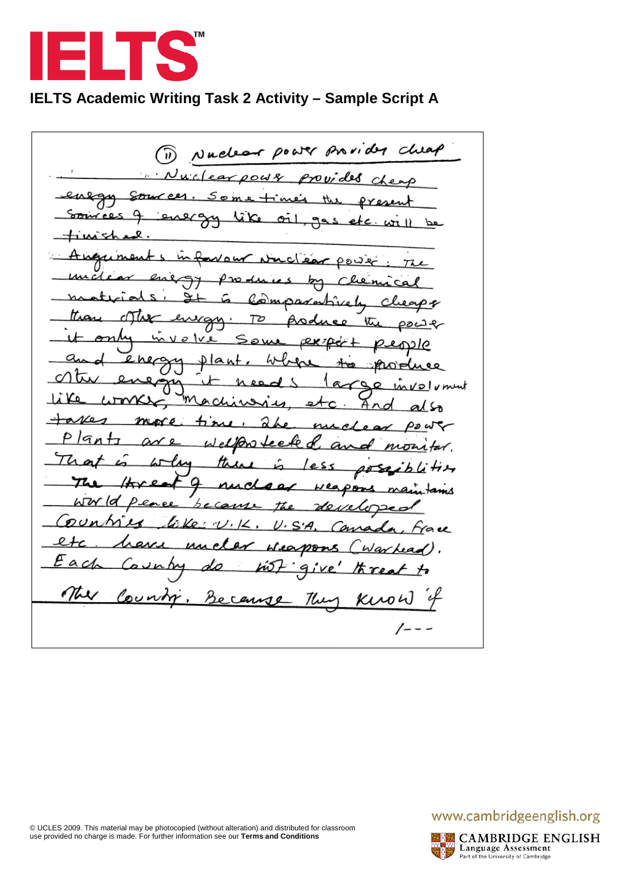# IELTS

## IELTS Academic Writing Task 2 Activity – Sample Script A

(ii) Nuclear power provides cheap

Nuclear power provides cheap energy sources. Sometimes the present sources of energy like oil, gas etc. will be finished.

Arguments in favour nuclear power: The nuclear energy produces by chemical materials; It is comparatively cheaper than other energy. To produce the power it only involve some expert people and energy plant. Where to produce other energy it needs large involvment like worker, machineries, etc. And also takes more time. The nuclear power plants are wellprotected and monitar. That is why there is less possiblities The threat of nuclear weapons maintains world peace because the developed countries like: U.K. U.S.A. Canada, Frace etc. have nuclear weapons (warhead). Each country do not give threat to other country. Because they know if

/---

© UCLES 2009. This material may be photocopied (without alteration) and distributed for classroom use provided no charge is made. For further information see our **Terms and Conditions**

www.cambridgeenglish.org

CAMBRIDGE ENGLISH Language Assessment Part of the University of Cambridge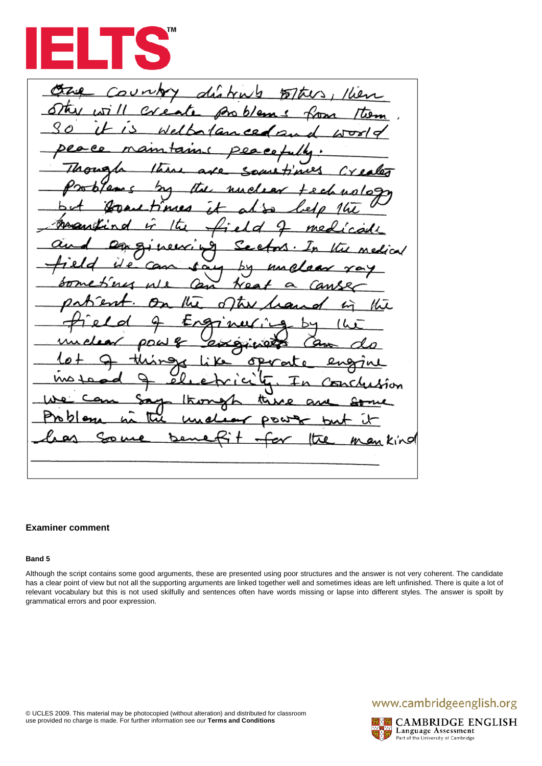# IELTS

One country distrub others, then other will create problems from them. So it is welbalanced and world peace maintains peacefully. Though there are sometimes creates problems by the nuclear technology but sometimes it also help the mankind in the field of medicale and engineering sectors. In the medical field we can say by nuclear ray sometimes we can treat a canser patient. On the other hand in the field of Engineering by the nuclear pow& engineers can do lot of things like operate engine instead of electricity. In conclusion we can say though there are some problem in the nuclear power but it has some benefit for the mankind

## Examiner comment

### Band 5

Although the script contains some good arguments, these are presented using poor structures and the answer is not very coherent. The candidate has a clear point of view but not all the supporting arguments are linked together well and sometimes ideas are left unfinished. There is quite a lot of relevant vocabulary but this is not used skilfully and sentences often have words missing or lapse into different styles. The answer is spoilt by grammatical errors and poor expression.

© UCLES 2009. This material may be photocopied (without alteration) and distributed for classroom use provided no charge is made. For further information see our **Terms and Conditions**

www.cambridgeenglish.org

CAMBRIDGE ENGLISH Language Assessment Part of the University of Cambridge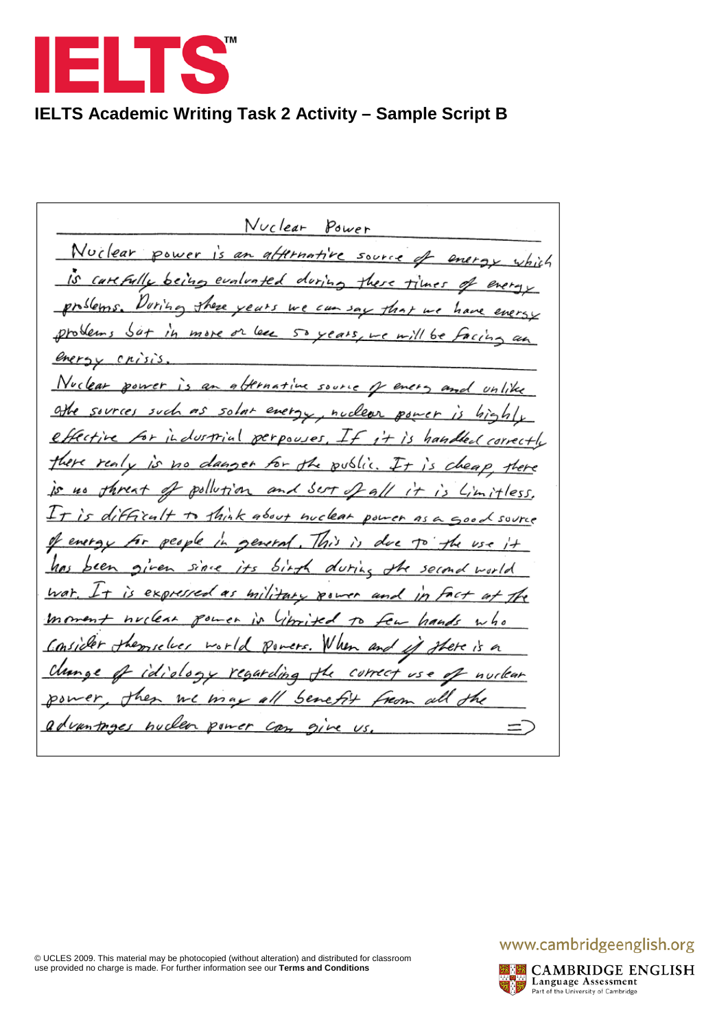# IELTS Academic Writing Task 2 Activity – Sample Script B

Nuclear Power

Nuclear power is an alternative source of energy which is carefully being evaluated during these times of energy problems. During these years we can say that we have energy problems but in more or less 50 years, we will be facing an energy crisis.

Nuclear power is an alternative source of energy and unlike othe sources such as solar energy, nuclear power is highly effective for industrial perpouses. If it is handled correctly there realy is no danger for the public. It is cheap, there is no threat of pollution and sort of all it is limitless. It is difficult to think about nuclear power as a good source of energy for people in general. This is due to the use it has been given since its birth during the second world war. It is expressed as military power and in fact at the moment nuclear power is limited to few hands who consider themselves world powers. When and if there is a change of idiology regarding the correct use of nuclear power, then we may all benefit from all the advantages nuclear power can give us. =>

© UCLES 2009. This material may be photocopied (without alteration) and distributed for classroom use provided no charge is made. For further information see our **Terms and Conditions**

www.cambridgeenglish.org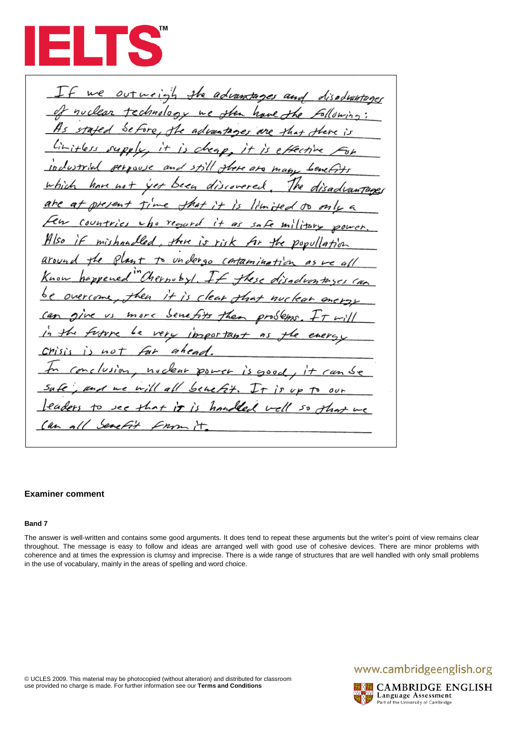# IELTS™

If we outweigh the advantages and disadvantages of nuclear technology we then have the following: As stated before, the advantages are that there is limitless supply, it is cheap, it is effective for industrial perpouse and still there are many benefits which have not yet been discovered. The disadvantages are at present time that it is limited to only a few countries who regard it as safe military power. Also if mishandled, there is risk for the popullation around the plant to undergo contamination as we all know happened in Chernobyl. If these disadvantages can be overcome, then it is clear that nuclear energy can give us more benefits then problems. It will in the future be very important as the energy crisis is not far ahead.

In conclusion, nuclear power is good, it can be safe; and we will all benefit. It is up to our leaders to see that it is handled well so that we can all benefit from it.

## Examiner comment

### Band 7

The answer is well-written and contains some good arguments. It does tend to repeat these arguments but the writer's point of view remains clear throughout. The message is easy to follow and ideas are arranged well with good use of cohesive devices. There are minor problems with coherence and at times the expression is clumsy and imprecise. There is a wide range of structures that are well handled with only small problems in the use of vocabulary, mainly in the areas of spelling and word choice.

© UCLES 2009. This material may be photocopied (without alteration) and distributed for classroom use provided no charge is made. For further information see our **Terms and Conditions**

www.cambridgeenglish.org

CAMBRIDGE ENGLISH
Language Assessment
Part of the University of Cambridge